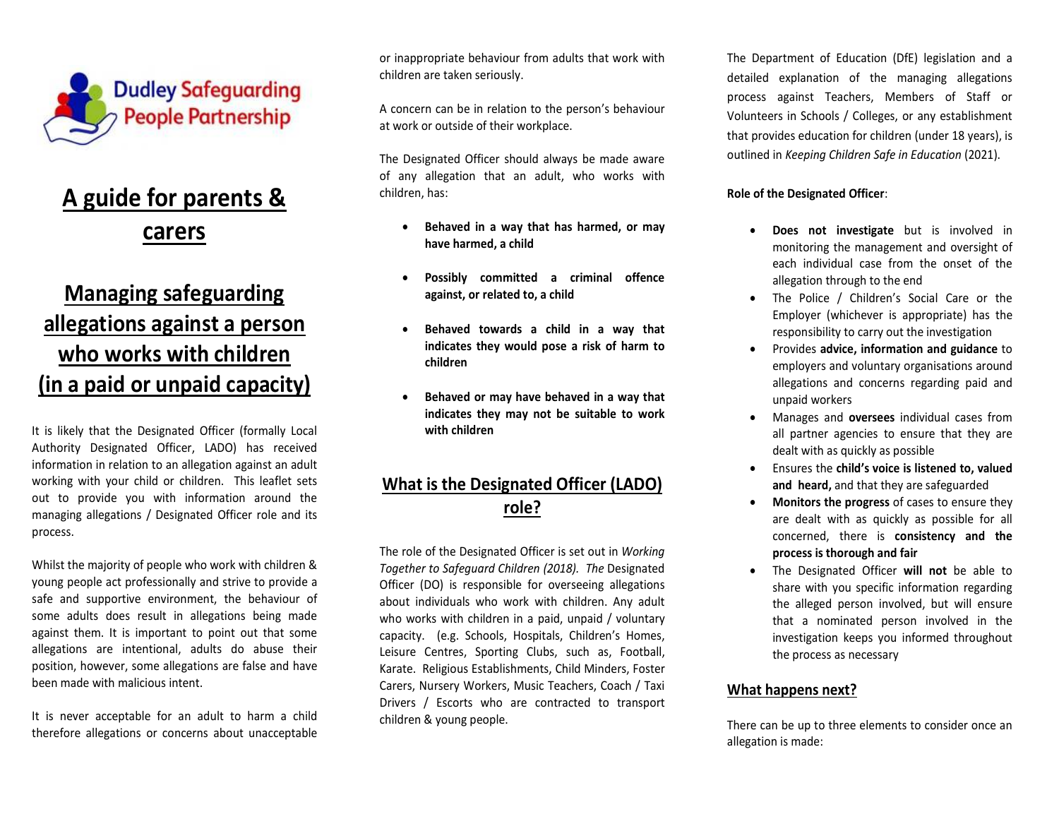Dudley Safeguarding People Partnership

# A guide for parents & carers

# Managing safeguarding allegations against a person who works with children (in a paid or unpaid capacity)

It is likely that the Designated Officer (formally Local Authority Designated Officer, LADO) has received information in relation to an allegation against an adult working with your child or children. This leaflet sets out to provide you with information around the managing allegations / Designated Officer role and its process.

Whilst the majority of people who work with children & young people act professionally and strive to provide a safe and supportive environment, the behaviour of some adults does result in allegations being made against them. It is important to point out that some allegations are intentional, adults do abuse their position, however, some allegations are false and have been made with malicious intent.

It is never acceptable for an adult to harm a child therefore allegations or concerns about unacceptable or inappropriate behaviour from adults that work with children are taken seriously.

A concern can be in relation to the person's behaviour at work or outside of their workplace.

The Designated Officer should always be made aware of any allegation that an adult, who works with children, has:

- **Behaved in a way that has harmed, or may have harmed, a child**
- **Possibly committed a criminal offence against, or related to, a child**
- **Behaved towards a child in a way that indicates they would pose a risk of harm to children**
- **Behaved or may have behaved in a way that indicates they may not be suitable to work with children**

## What is the Designated Officer (LADO) role?

The role of the Designated Officer is set out in *Working Together to Safeguard Children (2018). The* Designated Officer (DO) is responsible for overseeing allegations about individuals who work with children. Any adult who works with children in a paid, unpaid / voluntary capacity. (e.g. Schools, Hospitals, Children's Homes, Leisure Centres, Sporting Clubs, such as, Football, Karate. Religious Establishments, Child Minders, Foster Carers, Nursery Workers, Music Teachers, Coach / Taxi Drivers / Escorts who are contracted to transport children & young people.

The Department of Education (DfE) legislation and a detailed explanation of the managing allegations process against Teachers, Members of Staff or Volunteers in Schools / Colleges, or any establishment that provides education for children (under 18 years), is outlined in *Keeping Children Safe in Education* (2021).

**Role of the Designated Officer**:

- **Does not investigate** but is involved in monitoring the management and oversight of each individual case from the onset of the allegation through to the end
- The Police / Children's Social Care or the Employer (whichever is appropriate) has the responsibility to carry out the investigation
- Provides **advice, information and guidance** to employers and voluntary organisations around allegations and concerns regarding paid and unpaid workers
- Manages and **oversees** individual cases from all partner agencies to ensure that they are dealt with as quickly as possible
- Ensures the **child's voice is listened to, valued and heard,** and that they are safeguarded
- **Monitors the progress** of cases to ensure they are dealt with as quickly as possible for all concerned, there is **consistency and the process is thorough and fair**
- The Designated Officer **will not** be able to share with you specific information regarding the alleged person involved, but will ensure that a nominated person involved in the investigation keeps you informed throughout the process as necessary

## What happens next?

There can be up to three elements to consider once an allegation is made: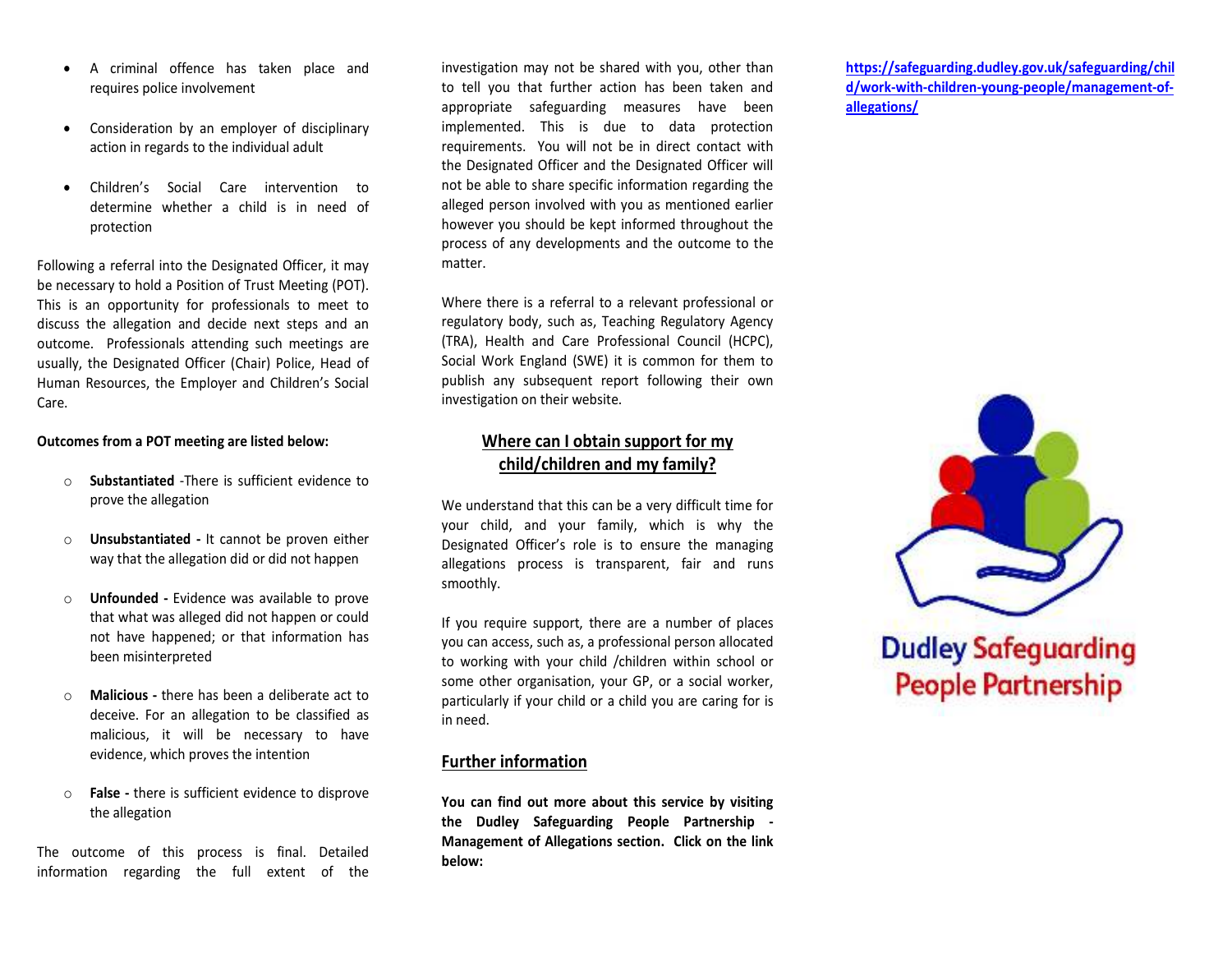- A criminal offence has taken place and requires police involvement
- Consideration by an employer of disciplinary action in regards to the individual adult
- Children's Social Care intervention to determine whether a child is in need of protection

Following a referral into the Designated Officer, it may be necessary to hold a Position of Trust Meeting (POT). This is an opportunity for professionals to meet to discuss the allegation and decide next steps and an outcome. Professionals attending such meetings are usually, the Designated Officer (Chair) Police, Head of Human Resources, the Employer and Children's Social Care.

**Outcomes from a POT meeting are listed below:**

- **Substantiated** -There is sufficient evidence to prove the allegation
- **Unsubstantiated -** It cannot be proven either way that the allegation did or did not happen
- **Unfounded -** Evidence was available to prove that what was alleged did not happen or could not have happened; or that information has been misinterpreted
- **Malicious -** there has been a deliberate act to deceive. For an allegation to be classified as malicious, it will be necessary to have evidence, which proves the intention
- **False -** there is sufficient evidence to disprove the allegation

The outcome of this process is final. Detailed information regarding the full extent of the investigation may not be shared with you, other than to tell you that further action has been taken and appropriate safeguarding measures have been implemented. This is due to data protection requirements. You will not be in direct contact with the Designated Officer and the Designated Officer will not be able to share specific information regarding the alleged person involved with you as mentioned earlier however you should be kept informed throughout the process of any developments and the outcome to the matter.

Where there is a referral to a relevant professional or regulatory body, such as, Teaching Regulatory Agency (TRA), Health and Care Professional Council (HCPC), Social Work England (SWE) it is common for them to publish any subsequent report following their own investigation on their website.

## Where can I obtain support for my child/children and my family?

We understand that this can be a very difficult time for your child, and your family, which is why the Designated Officer's role is to ensure the managing allegations process is transparent, fair and runs smoothly.

If you require support, there are a number of places you can access, such as, a professional person allocated to working with your child /children within school or some other organisation, your GP, or a social worker, particularly if your child or a child you are caring for is in need.

## Further information

**You can find out more about this service by visiting the Dudley Safeguarding People Partnership - Management of Allegations section. Click on the link below:**

**https://safeguarding.dudley.gov.uk/safeguarding/child/work-with-children-young-people/management-of-allegations/**

Dudley Safeguarding People Partnership